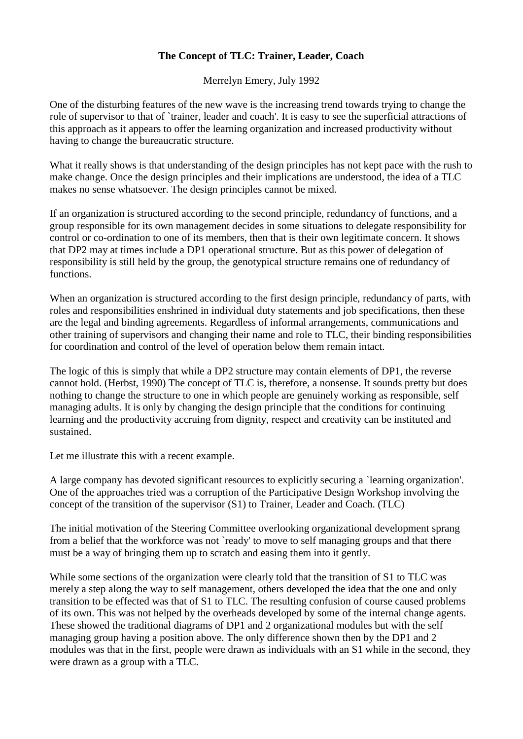**The Concept of TLC: Trainer, Leader, Coach**

Merrelyn Emery, July 1992

One of the disturbing features of the new wave is the increasing trend towards trying to change the role of supervisor to that of `trainer, leader and coach'. It is easy to see the superficial attractions of this approach as it appears to offer the learning organization and increased productivity without having to change the bureaucratic structure.

What it really shows is that understanding of the design principles has not kept pace with the rush to make change. Once the design principles and their implications are understood, the idea of a TLC makes no sense whatsoever. The design principles cannot be mixed.

If an organization is structured according to the second principle, redundancy of functions, and a group responsible for its own management decides in some situations to delegate responsibility for control or co-ordination to one of its members, then that is their own legitimate concern. It shows that DP2 may at times include a DP1 operational structure. But as this power of delegation of responsibility is still held by the group, the genotypical structure remains one of redundancy of functions.

When an organization is structured according to the first design principle, redundancy of parts, with roles and responsibilities enshrined in individual duty statements and job specifications, then these are the legal and binding agreements. Regardless of informal arrangements, communications and other training of supervisors and changing their name and role to TLC, their binding responsibilities for coordination and control of the level of operation below them remain intact.

The logic of this is simply that while a DP2 structure may contain elements of DP1, the reverse cannot hold. (Herbst, 1990) The concept of TLC is, therefore, a nonsense. It sounds pretty but does nothing to change the structure to one in which people are genuinely working as responsible, self managing adults. It is only by changing the design principle that the conditions for continuing learning and the productivity accruing from dignity, respect and creativity can be instituted and sustained.

Let me illustrate this with a recent example.

A large company has devoted significant resources to explicitly securing a `learning organization'. One of the approaches tried was a corruption of the Participative Design Workshop involving the concept of the transition of the supervisor (S1) to Trainer, Leader and Coach. (TLC)

The initial motivation of the Steering Committee overlooking organizational development sprang from a belief that the workforce was not `ready' to move to self managing groups and that there must be a way of bringing them up to scratch and easing them into it gently.

While some sections of the organization were clearly told that the transition of S1 to TLC was merely a step along the way to self management, others developed the idea that the one and only transition to be effected was that of S1 to TLC. The resulting confusion of course caused problems of its own. This was not helped by the overheads developed by some of the internal change agents. These showed the traditional diagrams of DP1 and 2 organizational modules but with the self managing group having a position above. The only difference shown then by the DP1 and 2 modules was that in the first, people were drawn as individuals with an S1 while in the second, they were drawn as a group with a TLC.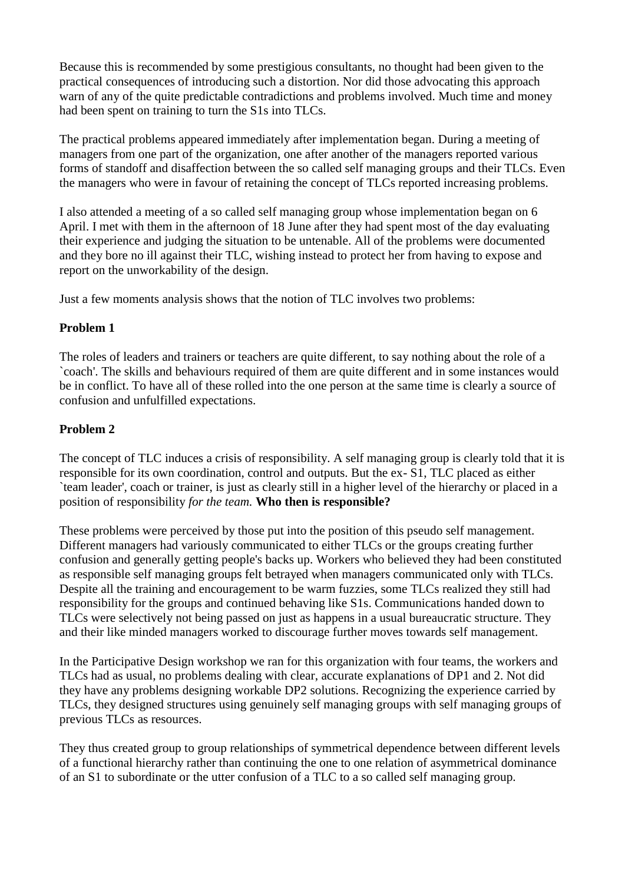Because this is recommended by some prestigious consultants, no thought had been given to the practical consequences of introducing such a distortion. Nor did those advocating this approach warn of any of the quite predictable contradictions and problems involved. Much time and money had been spent on training to turn the S1s into TLCs.

The practical problems appeared immediately after implementation began. During a meeting of managers from one part of the organization, one after another of the managers reported various forms of standoff and disaffection between the so called self managing groups and their TLCs. Even the managers who were in favour of retaining the concept of TLCs reported increasing problems.

I also attended a meeting of a so called self managing group whose implementation began on 6 April. I met with them in the afternoon of 18 June after they had spent most of the day evaluating their experience and judging the situation to be untenable. All of the problems were documented and they bore no ill against their TLC, wishing instead to protect her from having to expose and report on the unworkability of the design.

Just a few moments analysis shows that the notion of TLC involves two problems:

**Problem 1**

The roles of leaders and trainers or teachers are quite different, to say nothing about the role of a `coach'. The skills and behaviours required of them are quite different and in some instances would be in conflict. To have all of these rolled into the one person at the same time is clearly a source of confusion and unfulfilled expectations.

**Problem 2**

The concept of TLC induces a crisis of responsibility. A self managing group is clearly told that it is responsible for its own coordination, control and outputs. But the ex- S1, TLC placed as either `team leader', coach or trainer, is just as clearly still in a higher level of the hierarchy or placed in a position of responsibility *for the team.* **Who then is responsible?**

These problems were perceived by those put into the position of this pseudo self management. Different managers had variously communicated to either TLCs or the groups creating further confusion and generally getting people's backs up. Workers who believed they had been constituted as responsible self managing groups felt betrayed when managers communicated only with TLCs. Despite all the training and encouragement to be warm fuzzies, some TLCs realized they still had responsibility for the groups and continued behaving like S1s. Communications handed down to TLCs were selectively not being passed on just as happens in a usual bureaucratic structure. They and their like minded managers worked to discourage further moves towards self management.

In the Participative Design workshop we ran for this organization with four teams, the workers and TLCs had as usual, no problems dealing with clear, accurate explanations of DP1 and 2. Not did they have any problems designing workable DP2 solutions. Recognizing the experience carried by TLCs, they designed structures using genuinely self managing groups with self managing groups of previous TLCs as resources.

They thus created group to group relationships of symmetrical dependence between different levels of a functional hierarchy rather than continuing the one to one relation of asymmetrical dominance of an S1 to subordinate or the utter confusion of a TLC to a so called self managing group.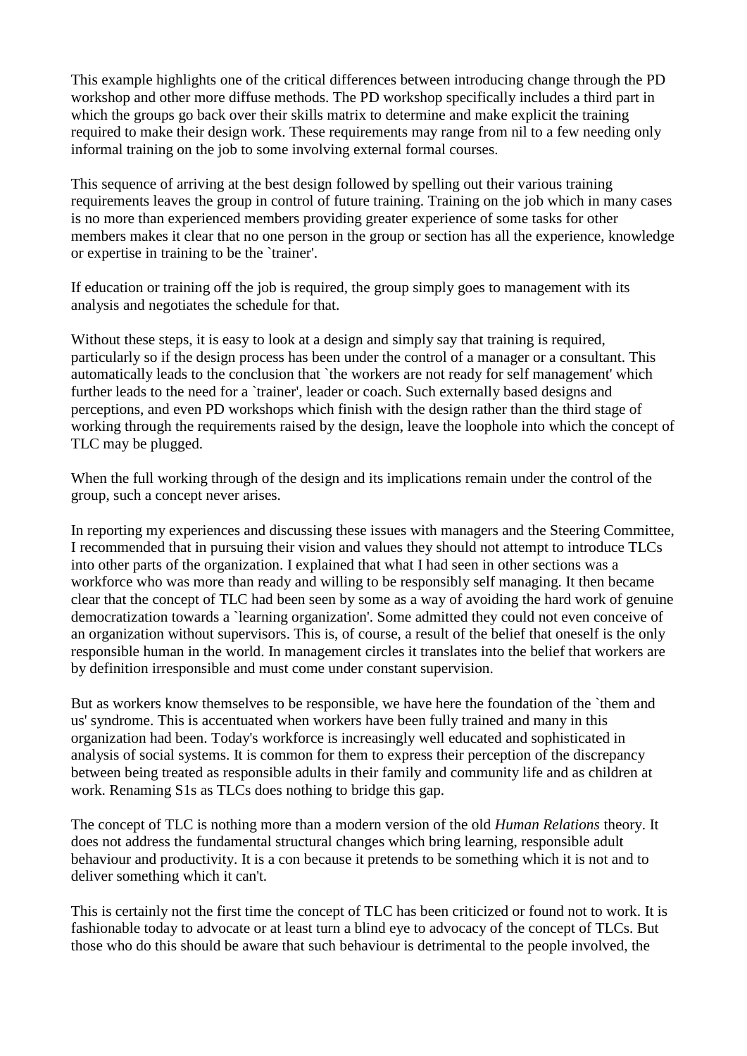This example highlights one of the critical differences between introducing change through the PD workshop and other more diffuse methods. The PD workshop specifically includes a third part in which the groups go back over their skills matrix to determine and make explicit the training required to make their design work. These requirements may range from nil to a few needing only informal training on the job to some involving external formal courses.

This sequence of arriving at the best design followed by spelling out their various training requirements leaves the group in control of future training. Training on the job which in many cases is no more than experienced members providing greater experience of some tasks for other members makes it clear that no one person in the group or section has all the experience, knowledge or expertise in training to be the `trainer'.

If education or training off the job is required, the group simply goes to management with its analysis and negotiates the schedule for that.

Without these steps, it is easy to look at a design and simply say that training is required, particularly so if the design process has been under the control of a manager or a consultant. This automatically leads to the conclusion that `the workers are not ready for self management' which further leads to the need for a `trainer', leader or coach. Such externally based designs and perceptions, and even PD workshops which finish with the design rather than the third stage of working through the requirements raised by the design, leave the loophole into which the concept of TLC may be plugged.

When the full working through of the design and its implications remain under the control of the group, such a concept never arises.

In reporting my experiences and discussing these issues with managers and the Steering Committee, I recommended that in pursuing their vision and values they should not attempt to introduce TLCs into other parts of the organization. I explained that what I had seen in other sections was a workforce who was more than ready and willing to be responsibly self managing. It then became clear that the concept of TLC had been seen by some as a way of avoiding the hard work of genuine democratization towards a `learning organization'. Some admitted they could not even conceive of an organization without supervisors. This is, of course, a result of the belief that oneself is the only responsible human in the world. In management circles it translates into the belief that workers are by definition irresponsible and must come under constant supervision.

But as workers know themselves to be responsible, we have here the foundation of the `them and us' syndrome. This is accentuated when workers have been fully trained and many in this organization had been. Today's workforce is increasingly well educated and sophisticated in analysis of social systems. It is common for them to express their perception of the discrepancy between being treated as responsible adults in their family and community life and as children at work. Renaming S1s as TLCs does nothing to bridge this gap.

The concept of TLC is nothing more than a modern version of the old *Human Relations* theory. It does not address the fundamental structural changes which bring learning, responsible adult behaviour and productivity. It is a con because it pretends to be something which it is not and to deliver something which it can't.

This is certainly not the first time the concept of TLC has been criticized or found not to work. It is fashionable today to advocate or at least turn a blind eye to advocacy of the concept of TLCs. But those who do this should be aware that such behaviour is detrimental to the people involved, the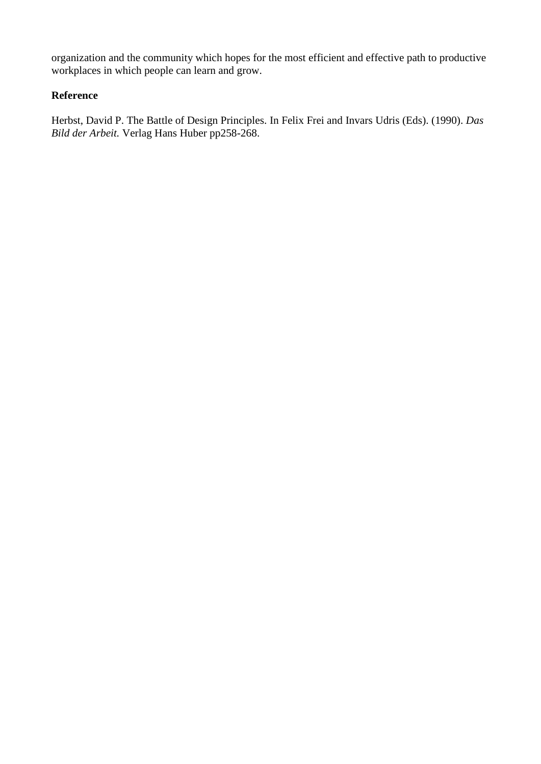organization and the community which hopes for the most efficient and effective path to productive workplaces in which people can learn and grow.

**Reference**

Herbst, David P. The Battle of Design Principles. In Felix Frei and Invars Udris (Eds). (1990). *Das Bild der Arbeit.* Verlag Hans Huber pp258-268.